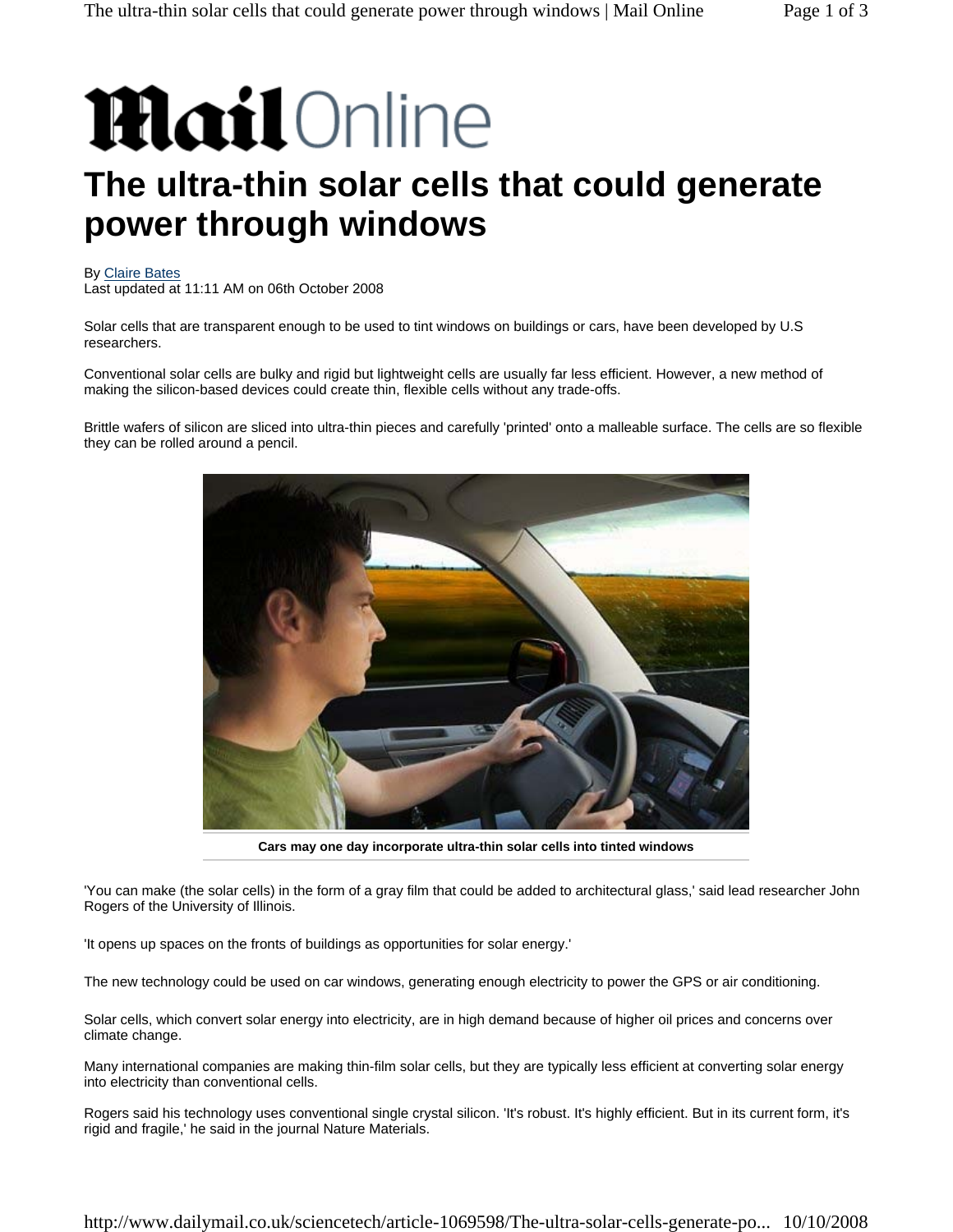# The ultra-thin solar cells that could generate power through windows

By Claire Bates
Last updated at 11:11 AM on 06th October 2008

Solar cells that are transparent enough to be used to tint windows on buildings or cars, have been developed by U.S researchers.

Conventional solar cells are bulky and rigid but lightweight cells are usually far less efficient. However, a new method of making the silicon-based devices could create thin, flexible cells without any trade-offs.

Brittle wafers of silicon are sliced into ultra-thin pieces and carefully 'printed' onto a malleable surface. The cells are so flexible they can be rolled around a pencil.

**Cars may one day incorporate ultra-thin solar cells into tinted windows**

'You can make (the solar cells) in the form of a gray film that could be added to architectural glass,' said lead researcher John Rogers of the University of Illinois.

'It opens up spaces on the fronts of buildings as opportunities for solar energy.'

The new technology could be used on car windows, generating enough electricity to power the GPS or air conditioning.

Solar cells, which convert solar energy into electricity, are in high demand because of higher oil prices and concerns over climate change.

Many international companies are making thin-film solar cells, but they are typically less efficient at converting solar energy into electricity than conventional cells.

Rogers said his technology uses conventional single crystal silicon. 'It's robust. It's highly efficient. But in its current form, it's rigid and fragile,' he said in the journal Nature Materials.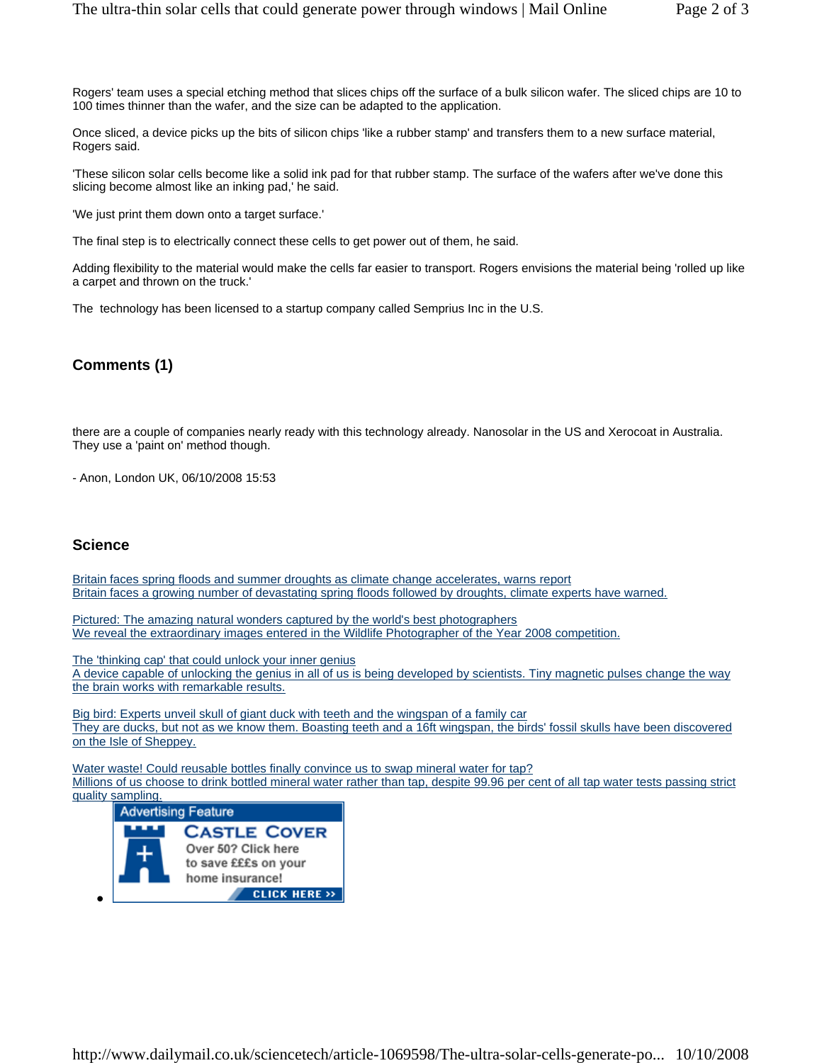Rogers' team uses a special etching method that slices chips off the surface of a bulk silicon wafer. The sliced chips are 10 to 100 times thinner than the wafer, and the size can be adapted to the application.

Once sliced, a device picks up the bits of silicon chips 'like a rubber stamp' and transfers them to a new surface material, Rogers said.

'These silicon solar cells become like a solid ink pad for that rubber stamp. The surface of the wafers after we've done this slicing become almost like an inking pad,' he said.

'We just print them down onto a target surface.'

The final step is to electrically connect these cells to get power out of them, he said.

Adding flexibility to the material would make the cells far easier to transport. Rogers envisions the material being 'rolled up like a carpet and thrown on the truck.'

The technology has been licensed to a startup company called Semprius Inc in the U.S.

## Comments (1)

there are a couple of companies nearly ready with this technology already. Nanosolar in the US and Xerocoat in Australia. They use a 'paint on' method though.

- Anon, London UK, 06/10/2008 15:53

## Science

Britain faces spring floods and summer droughts as climate change accelerates, warns report
Britain faces a growing number of devastating spring floods followed by droughts, climate experts have warned.

Pictured: The amazing natural wonders captured by the world's best photographers
We reveal the extraordinary images entered in the Wildlife Photographer of the Year 2008 competition.

The 'thinking cap' that could unlock your inner genius
A device capable of unlocking the genius in all of us is being developed by scientists. Tiny magnetic pulses change the way the brain works with remarkable results.

Big bird: Experts unveil skull of giant duck with teeth and the wingspan of a family car
They are ducks, but not as we know them. Boasting teeth and a 16ft wingspan, the birds' fossil skulls have been discovered on the Isle of Sheppey.

Water waste! Could reusable bottles finally convince us to swap mineral water for tap?
Millions of us choose to drink bottled mineral water rather than tap, despite 99.96 per cent of all tap water tests passing strict quality sampling.

Advertising Feature
CASTLE COVER
Over 50? Click here to save £££s on your home insurance!
CLICK HERE >>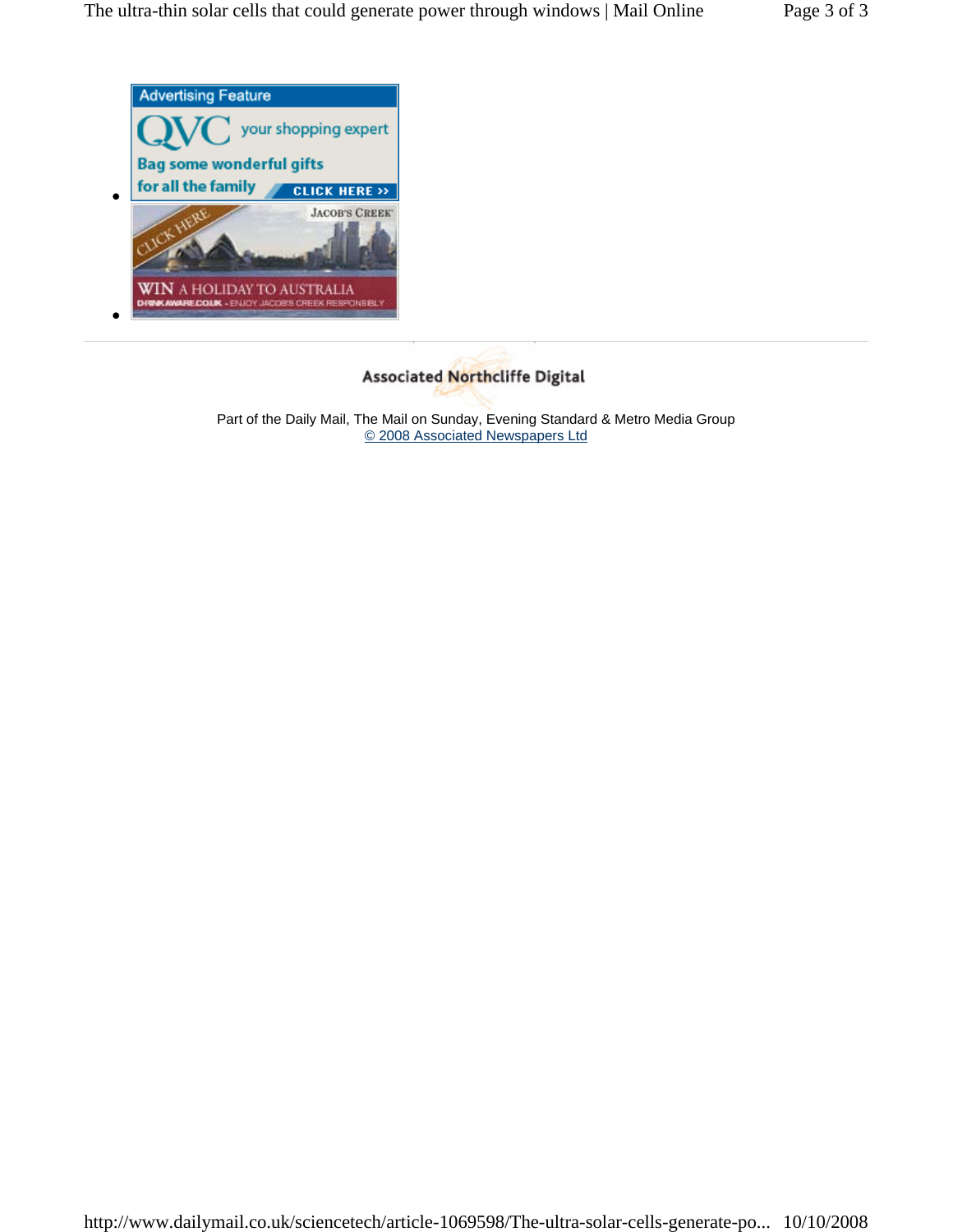- Advertising Feature

  QVC your shopping expert

  Bag some wonderful gifts for all the family CLICK HERE >>

- CLICK HERE JACOB'S CREEK

  WIN A HOLIDAY TO AUSTRALIA

  DRINKAWARE.CO.UK - ENJOY JACOB'S CREEK RESPONSIBLY

---

Associated Northcliffe Digital

Part of the Daily Mail, The Mail on Sunday, Evening Standard & Metro Media Group
© 2008 Associated Newspapers Ltd